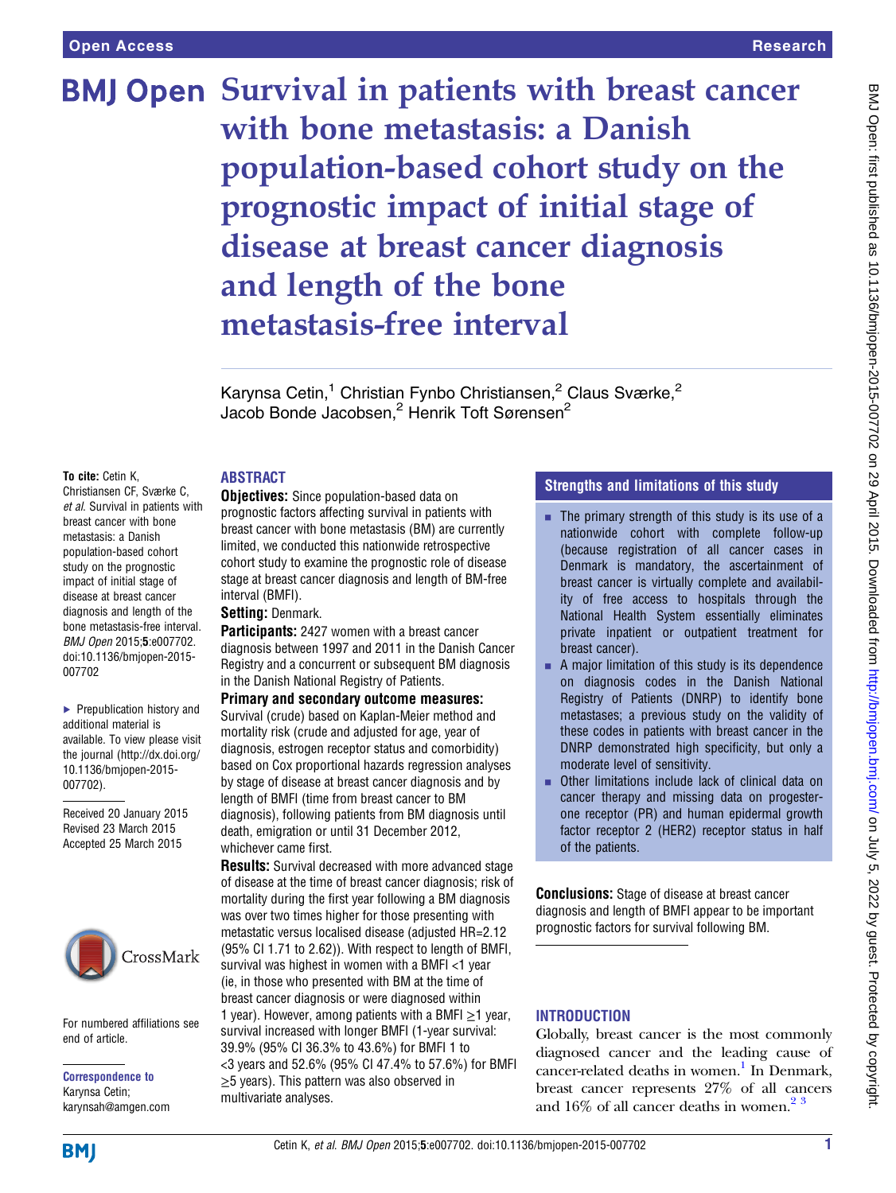# Survival in patients with breast cancer with bone metastasis: a Danish population-based cohort study on the prognostic impact of initial stage of disease at breast cancer diagnosis and length of the bone metastasis-free interval

Karynsa Cetin,[1] Christian Fynbo Christiansen,[2] Claus Sværke,[2] Jacob Bonde Jacobsen,[2] Henrik Toft Sørensen[2]

**To cite:** Cetin K, Christiansen CF, Sværke C, *et al*. Survival in patients with breast cancer with bone metastasis: a Danish population-based cohort study on the prognostic impact of initial stage of disease at breast cancer diagnosis and length of the bone metastasis-free interval. *BMJ Open* 2015;**5**:e007702. doi:10.1136/bmjopen-2015-007702

▸ Prepublication history and additional material is available. To view please visit the journal (http://dx.doi.org/10.1136/bmjopen-2015-007702).

Received 20 January 2015
Revised 23 March 2015
Accepted 25 March 2015

## ABSTRACT

**Objectives:** Since population-based data on prognostic factors affecting survival in patients with breast cancer with bone metastasis (BM) are currently limited, we conducted this nationwide retrospective cohort study to examine the prognostic role of disease stage at breast cancer diagnosis and length of BM-free interval (BMFI).

**Setting:** Denmark.

**Participants:** 2427 women with a breast cancer diagnosis between 1997 and 2011 in the Danish Cancer Registry and a concurrent or subsequent BM diagnosis in the Danish National Registry of Patients.

**Primary and secondary outcome measures:** Survival (crude) based on Kaplan-Meier method and mortality risk (crude and adjusted for age, year of diagnosis, estrogen receptor status and comorbidity) based on Cox proportional hazards regression analyses by stage of disease at breast cancer diagnosis and by length of BMFI (time from breast cancer to BM diagnosis), following patients from BM diagnosis until death, emigration or until 31 December 2012, whichever came first.

**Results:** Survival decreased with more advanced stage of disease at the time of breast cancer diagnosis; risk of mortality during the first year following a BM diagnosis was over two times higher for those presenting with metastatic versus localised disease (adjusted HR=2.12 (95% CI 1.71 to 2.62)). With respect to length of BMFI, survival was highest in women with a BMFI <1 year (ie, in those who presented with BM at the time of breast cancer diagnosis or were diagnosed within 1 year). However, among patients with a BMFI ≥1 year, survival increased with longer BMFI (1-year survival: 39.9% (95% CI 36.3% to 43.6%) for BMFI 1 to <3 years and 52.6% (95% CI 47.4% to 57.6%) for BMFI ≥5 years). This pattern was also observed in multivariate analyses.

**Conclusions:** Stage of disease at breast cancer diagnosis and length of BMFI appear to be important prognostic factors for survival following BM.

## Strengths and limitations of this study

- The primary strength of this study is its use of a nationwide cohort with complete follow-up (because registration of all cancer cases in Denmark is mandatory, the ascertainment of breast cancer is virtually complete and availability of free access to hospitals through the National Health System essentially eliminates private inpatient or outpatient treatment for breast cancer).
- A major limitation of this study is its dependence on diagnosis codes in the Danish National Registry of Patients (DNRP) to identify bone metastases; a previous study on the validity of these codes in patients with breast cancer in the DNRP demonstrated high specificity, but only a moderate level of sensitivity.
- Other limitations include lack of clinical data on cancer therapy and missing data on progesterone receptor (PR) and human epidermal growth factor receptor 2 (HER2) receptor status in half of the patients.

## INTRODUCTION

Globally, breast cancer is the most commonly diagnosed cancer and the leading cause of cancer-related deaths in women.[1] In Denmark, breast cancer represents 27% of all cancers and 16% of all cancer deaths in women.[2,3]

For numbered affiliations see end of article.

**Correspondence to**
Karynsa Cetin;
karynsah@amgen.com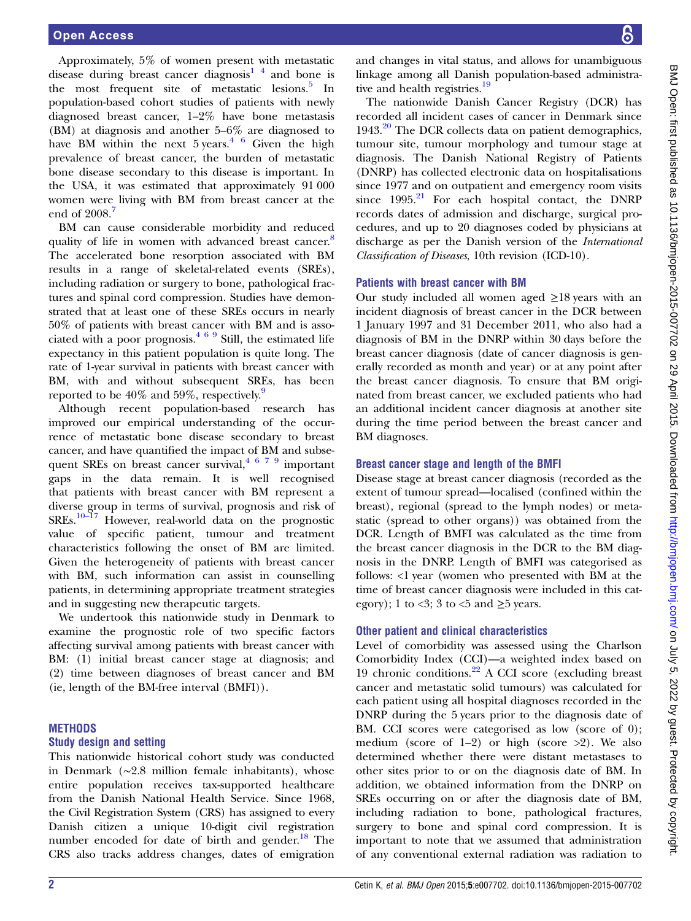Approximately, 5% of women present with metastatic disease during breast cancer diagnosis[1 4] and bone is the most frequent site of metastatic lesions.[5] In population-based cohort studies of patients with newly diagnosed breast cancer, 1–2% have bone metastasis (BM) at diagnosis and another 5–6% are diagnosed to have BM within the next 5 years.[4 6] Given the high prevalence of breast cancer, the burden of metastatic bone disease secondary to this disease is important. In the USA, it was estimated that approximately 91 000 women were living with BM from breast cancer at the end of 2008.[7]

BM can cause considerable morbidity and reduced quality of life in women with advanced breast cancer.[8] The accelerated bone resorption associated with BM results in a range of skeletal-related events (SREs), including radiation or surgery to bone, pathological fractures and spinal cord compression. Studies have demonstrated that at least one of these SREs occurs in nearly 50% of patients with breast cancer with BM and is associated with a poor prognosis.[4 6 9] Still, the estimated life expectancy in this patient population is quite long. The rate of 1-year survival in patients with breast cancer with BM, with and without subsequent SREs, has been reported to be 40% and 59%, respectively.[9]

Although recent population-based research has improved our empirical understanding of the occurrence of metastatic bone disease secondary to breast cancer, and have quantified the impact of BM and subsequent SREs on breast cancer survival,[4 6 7 9] important gaps in the data remain. It is well recognised that patients with breast cancer with BM represent a diverse group in terms of survival, prognosis and risk of SREs.[10–17] However, real-world data on the prognostic value of specific patient, tumour and treatment characteristics following the onset of BM are limited. Given the heterogeneity of patients with breast cancer with BM, such information can assist in counselling patients, in determining appropriate treatment strategies and in suggesting new therapeutic targets.

We undertook this nationwide study in Denmark to examine the prognostic role of two specific factors affecting survival among patients with breast cancer with BM: (1) initial breast cancer stage at diagnosis; and (2) time between diagnoses of breast cancer and BM (ie, length of the BM-free interval (BMFI)).

## METHODS

### Study design and setting

This nationwide historical cohort study was conducted in Denmark (~2.8 million female inhabitants), whose entire population receives tax-supported healthcare from the Danish National Health Service. Since 1968, the Civil Registration System (CRS) has assigned to every Danish citizen a unique 10-digit civil registration number encoded for date of birth and gender.[18] The CRS also tracks address changes, dates of emigration and changes in vital status, and allows for unambiguous linkage among all Danish population-based administrative and health registries.[19]

The nationwide Danish Cancer Registry (DCR) has recorded all incident cases of cancer in Denmark since 1943.[20] The DCR collects data on patient demographics, tumour site, tumour morphology and tumour stage at diagnosis. The Danish National Registry of Patients (DNRP) has collected electronic data on hospitalisations since 1977 and on outpatient and emergency room visits since 1995.[21] For each hospital contact, the DNRP records dates of admission and discharge, surgical procedures, and up to 20 diagnoses coded by physicians at discharge as per the Danish version of the *International Classification of Diseases*, 10th revision (ICD-10).

### Patients with breast cancer with BM

Our study included all women aged ≥18 years with an incident diagnosis of breast cancer in the DCR between 1 January 1997 and 31 December 2011, who also had a diagnosis of BM in the DNRP within 30 days before the breast cancer diagnosis (date of cancer diagnosis is generally recorded as month and year) or at any point after the breast cancer diagnosis. To ensure that BM originated from breast cancer, we excluded patients who had an additional incident cancer diagnosis at another site during the time period between the breast cancer and BM diagnoses.

### Breast cancer stage and length of the BMFI

Disease stage at breast cancer diagnosis (recorded as the extent of tumour spread—localised (confined within the breast), regional (spread to the lymph nodes) or metastatic (spread to other organs)) was obtained from the DCR. Length of BMFI was calculated as the time from the breast cancer diagnosis in the DCR to the BM diagnosis in the DNRP. Length of BMFI was categorised as follows: <1 year (women who presented with BM at the time of breast cancer diagnosis were included in this category); 1 to <3; 3 to <5 and ≥5 years.

### Other patient and clinical characteristics

Level of comorbidity was assessed using the Charlson Comorbidity Index (CCI)—a weighted index based on 19 chronic conditions.[22] A CCI score (excluding breast cancer and metastatic solid tumours) was calculated for each patient using all hospital diagnoses recorded in the DNRP during the 5 years prior to the diagnosis date of BM. CCI scores were categorised as low (score of 0); medium (score of 1–2) or high (score >2). We also determined whether there were distant metastases to other sites prior to or on the diagnosis date of BM. In addition, we obtained information from the DNRP on SREs occurring on or after the diagnosis date of BM, including radiation to bone, pathological fractures, surgery to bone and spinal cord compression. It is important to note that we assumed that administration of any conventional external radiation was radiation to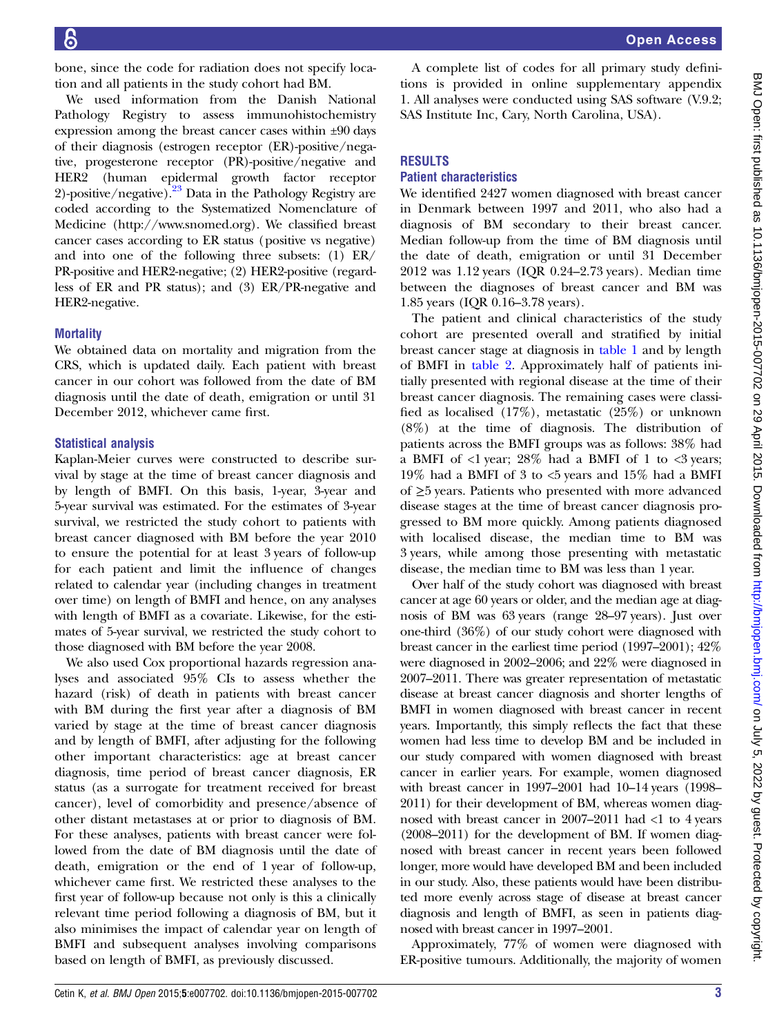bone, since the code for radiation does not specify location and all patients in the study cohort had BM.

We used information from the Danish National Pathology Registry to assess immunohistochemistry expression among the breast cancer cases within ±90 days of their diagnosis (estrogen receptor (ER)-positive/negative, progesterone receptor (PR)-positive/negative and HER2 (human epidermal growth factor receptor 2)-positive/negative).[23] Data in the Pathology Registry are coded according to the Systematized Nomenclature of Medicine (http://www.snomed.org). We classified breast cancer cases according to ER status (positive vs negative) and into one of the following three subsets: (1) ER/PR-positive and HER2-negative; (2) HER2-positive (regardless of ER and PR status); and (3) ER/PR-negative and HER2-negative.

### Mortality

We obtained data on mortality and migration from the CRS, which is updated daily. Each patient with breast cancer in our cohort was followed from the date of BM diagnosis until the date of death, emigration or until 31 December 2012, whichever came first.

### Statistical analysis

Kaplan-Meier curves were constructed to describe survival by stage at the time of breast cancer diagnosis and by length of BMFI. On this basis, 1-year, 3-year and 5-year survival was estimated. For the estimates of 3-year survival, we restricted the study cohort to patients with breast cancer diagnosed with BM before the year 2010 to ensure the potential for at least 3 years of follow-up for each patient and limit the influence of changes related to calendar year (including changes in treatment over time) on length of BMFI and hence, on any analyses with length of BMFI as a covariate. Likewise, for the estimates of 5-year survival, we restricted the study cohort to those diagnosed with BM before the year 2008.

We also used Cox proportional hazards regression analyses and associated 95% CIs to assess whether the hazard (risk) of death in patients with breast cancer with BM during the first year after a diagnosis of BM varied by stage at the time of breast cancer diagnosis and by length of BMFI, after adjusting for the following other important characteristics: age at breast cancer diagnosis, time period of breast cancer diagnosis, ER status (as a surrogate for treatment received for breast cancer), level of comorbidity and presence/absence of other distant metastases at or prior to diagnosis of BM. For these analyses, patients with breast cancer were followed from the date of BM diagnosis until the date of death, emigration or the end of 1 year of follow-up, whichever came first. We restricted these analyses to the first year of follow-up because not only is this a clinically relevant time period following a diagnosis of BM, but it also minimises the impact of calendar year on length of BMFI and subsequent analyses involving comparisons based on length of BMFI, as previously discussed.

A complete list of codes for all primary study definitions is provided in online supplementary appendix 1. All analyses were conducted using SAS software (V.9.2; SAS Institute Inc, Cary, North Carolina, USA).

## RESULTS

### Patient characteristics

We identified 2427 women diagnosed with breast cancer in Denmark between 1997 and 2011, who also had a diagnosis of BM secondary to their breast cancer. Median follow-up from the time of BM diagnosis until the date of death, emigration or until 31 December 2012 was 1.12 years (IQR 0.24–2.73 years). Median time between the diagnoses of breast cancer and BM was 1.85 years (IQR 0.16–3.78 years).

The patient and clinical characteristics of the study cohort are presented overall and stratified by initial breast cancer stage at diagnosis in table 1 and by length of BMFI in table 2. Approximately half of patients initially presented with regional disease at the time of their breast cancer diagnosis. The remaining cases were classified as localised (17%), metastatic (25%) or unknown (8%) at the time of diagnosis. The distribution of patients across the BMFI groups was as follows: 38% had a BMFI of <1 year; 28% had a BMFI of 1 to <3 years; 19% had a BMFI of 3 to <5 years and 15% had a BMFI of ≥5 years. Patients who presented with more advanced disease stages at the time of breast cancer diagnosis progressed to BM more quickly. Among patients diagnosed with localised disease, the median time to BM was 3 years, while among those presenting with metastatic disease, the median time to BM was less than 1 year.

Over half of the study cohort was diagnosed with breast cancer at age 60 years or older, and the median age at diagnosis of BM was 63 years (range 28–97 years). Just over one-third (36%) of our study cohort were diagnosed with breast cancer in the earliest time period (1997–2001); 42% were diagnosed in 2002–2006; and 22% were diagnosed in 2007–2011. There was greater representation of metastatic disease at breast cancer diagnosis and shorter lengths of BMFI in women diagnosed with breast cancer in recent years. Importantly, this simply reflects the fact that these women had less time to develop BM and be included in our study compared with women diagnosed with breast cancer in earlier years. For example, women diagnosed with breast cancer in 1997–2001 had 10–14 years (1998–2011) for their development of BM, whereas women diagnosed with breast cancer in 2007–2011 had <1 to 4 years (2008–2011) for the development of BM. If women diagnosed with breast cancer in recent years been followed longer, more would have developed BM and been included in our study. Also, these patients would have been distributed more evenly across stage of disease at breast cancer diagnosis and length of BMFI, as seen in patients diagnosed with breast cancer in 1997–2001.

Approximately, 77% of women were diagnosed with ER-positive tumours. Additionally, the majority of women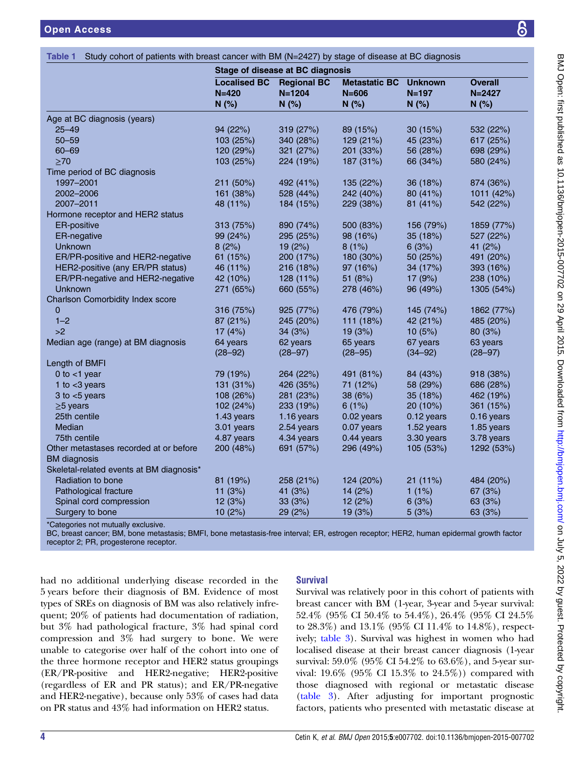Table 1 Study cohort of patients with breast cancer with BM (N=2427) by stage of disease at BC diagnosis

| | Stage of disease at BC diagnosis | | | | |
|---|---|---|---|---|---|
| | Localised BC N=420 N (%) | Regional BC N=1204 N (%) | Metastatic BC N=606 N (%) | Unknown N=197 N (%) | Overall N=2427 N (%) |
| Age at BC diagnosis (years) | | | | | |
| 25–49 | 94 (22%) | 319 (27%) | 89 (15%) | 30 (15%) | 532 (22%) |
| 50–59 | 103 (25%) | 340 (28%) | 129 (21%) | 45 (23%) | 617 (25%) |
| 60–69 | 120 (29%) | 321 (27%) | 201 (33%) | 56 (28%) | 698 (29%) |
| ≥70 | 103 (25%) | 224 (19%) | 187 (31%) | 66 (34%) | 580 (24%) |
| Time period of BC diagnosis | | | | | |
| 1997–2001 | 211 (50%) | 492 (41%) | 135 (22%) | 36 (18%) | 874 (36%) |
| 2002–2006 | 161 (38%) | 528 (44%) | 242 (40%) | 80 (41%) | 1011 (42%) |
| 2007–2011 | 48 (11%) | 184 (15%) | 229 (38%) | 81 (41%) | 542 (22%) |
| Hormone receptor and HER2 status | | | | | |
| ER-positive | 313 (75%) | 890 (74%) | 500 (83%) | 156 (79%) | 1859 (77%) |
| ER-negative | 99 (24%) | 295 (25%) | 98 (16%) | 35 (18%) | 527 (22%) |
| Unknown | 8 (2%) | 19 (2%) | 8 (1%) | 6 (3%) | 41 (2%) |
| ER/PR-positive and HER2-negative | 61 (15%) | 200 (17%) | 180 (30%) | 50 (25%) | 491 (20%) |
| HER2-positive (any ER/PR status) | 46 (11%) | 216 (18%) | 97 (16%) | 34 (17%) | 393 (16%) |
| ER/PR-negative and HER2-negative | 42 (10%) | 128 (11%) | 51 (8%) | 17 (9%) | 238 (10%) |
| Unknown | 271 (65%) | 660 (55%) | 278 (46%) | 96 (49%) | 1305 (54%) |
| Charlson Comorbidity Index score | | | | | |
| 0 | 316 (75%) | 925 (77%) | 476 (79%) | 145 (74%) | 1862 (77%) |
| 1–2 | 87 (21%) | 245 (20%) | 111 (18%) | 42 (21%) | 485 (20%) |
| >2 | 17 (4%) | 34 (3%) | 19 (3%) | 10 (5%) | 80 (3%) |
| Median age (range) at BM diagnosis | 64 years (28–92) | 62 years (28–97) | 65 years (28–95) | 67 years (34–92) | 63 years (28–97) |
| Length of BMFI | | | | | |
| 0 to <1 year | 79 (19%) | 264 (22%) | 491 (81%) | 84 (43%) | 918 (38%) |
| 1 to <3 years | 131 (31%) | 426 (35%) | 71 (12%) | 58 (29%) | 686 (28%) |
| 3 to <5 years | 108 (26%) | 281 (23%) | 38 (6%) | 35 (18%) | 462 (19%) |
| ≥5 years | 102 (24%) | 233 (19%) | 6 (1%) | 20 (10%) | 361 (15%) |
| 25th centile | 1.43 years | 1.16 years | 0.02 years | 0.12 years | 0.16 years |
| Median | 3.01 years | 2.54 years | 0.07 years | 1.52 years | 1.85 years |
| 75th centile | 4.87 years | 4.34 years | 0.44 years | 3.30 years | 3.78 years |
| Other metastases recorded at or before BM diagnosis | 200 (48%) | 691 (57%) | 296 (49%) | 105 (53%) | 1292 (53%) |
| Skeletal-related events at BM diagnosis* | | | | | |
| Radiation to bone | 81 (19%) | 258 (21%) | 124 (20%) | 21 (11%) | 484 (20%) |
| Pathological fracture | 11 (3%) | 41 (3%) | 14 (2%) | 1 (1%) | 67 (3%) |
| Spinal cord compression | 12 (3%) | 33 (3%) | 12 (2%) | 6 (3%) | 63 (3%) |
| Surgery to bone | 10 (2%) | 29 (2%) | 19 (3%) | 5 (3%) | 63 (3%) |

*Categories not mutually exclusive.
BC, breast cancer; BM, bone metastasis; BMFI, bone metastasis-free interval; ER, estrogen receptor; HER2, human epidermal growth factor receptor 2; PR, progesterone receptor.

had no additional underlying disease recorded in the 5 years before their diagnosis of BM. Evidence of most types of SREs on diagnosis of BM was also relatively infrequent; 20% of patients had documentation of radiation, but 3% had pathological fracture, 3% had spinal cord compression and 3% had surgery to bone. We were unable to categorise over half of the cohort into one of the three hormone receptor and HER2 status groupings (ER/PR-positive and HER2-negative; HER2-positive (regardless of ER and PR status); and ER/PR-negative and HER2-negative), because only 53% of cases had data on PR status and 43% had information on HER2 status.

## Survival

Survival was relatively poor in this cohort of patients with breast cancer with BM (1-year, 3-year and 5-year survival: 52.4% (95% CI 50.4% to 54.4%), 26.4% (95% CI 24.5% to 28.3%) and 13.1% (95% CI 11.4% to 14.8%), respectively; table 3). Survival was highest in women who had localised disease at their breast cancer diagnosis (1-year survival: 59.0% (95% CI 54.2% to 63.6%), and 5-year survival: 19.6% (95% CI 15.3% to 24.5%)) compared with those diagnosed with regional or metastatic disease (table 3). After adjusting for important prognostic factors, patients who presented with metastatic disease at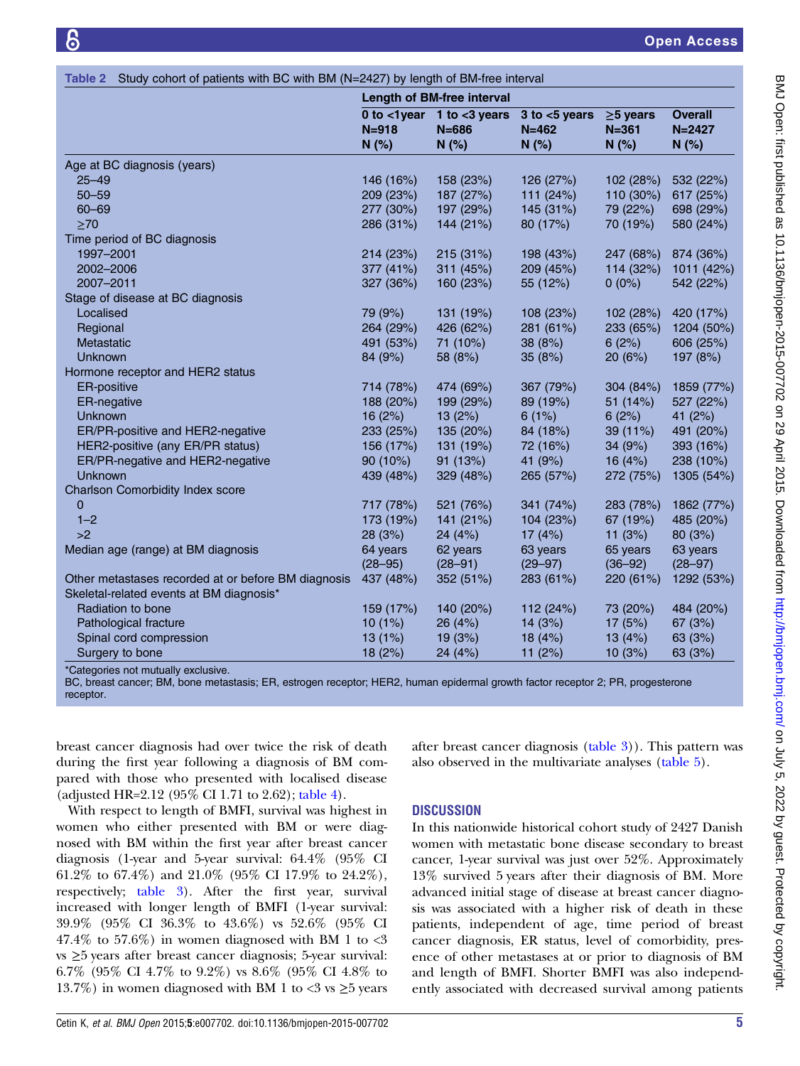Table 2 Study cohort of patients with BC with BM (N=2427) by length of BM-free interval

| | Length of BM-free interval | | | | |
|---|---|---|---|---|---|
| | 0 to <1year N=918 N (%) | 1 to <3 years N=686 N (%) | 3 to <5 years N=462 N (%) | ≥5 years N=361 N (%) | Overall N=2427 N (%) |
| Age at BC diagnosis (years) | | | | | |
| 25–49 | 146 (16%) | 158 (23%) | 126 (27%) | 102 (28%) | 532 (22%) |
| 50–59 | 209 (23%) | 187 (27%) | 111 (24%) | 110 (30%) | 617 (25%) |
| 60–69 | 277 (30%) | 197 (29%) | 145 (31%) | 79 (22%) | 698 (29%) |
| ≥70 | 286 (31%) | 144 (21%) | 80 (17%) | 70 (19%) | 580 (24%) |
| Time period of BC diagnosis | | | | | |
| 1997–2001 | 214 (23%) | 215 (31%) | 198 (43%) | 247 (68%) | 874 (36%) |
| 2002–2006 | 377 (41%) | 311 (45%) | 209 (45%) | 114 (32%) | 1011 (42%) |
| 2007–2011 | 327 (36%) | 160 (23%) | 55 (12%) | 0 (0%) | 542 (22%) |
| Stage of disease at BC diagnosis | | | | | |
| Localised | 79 (9%) | 131 (19%) | 108 (23%) | 102 (28%) | 420 (17%) |
| Regional | 264 (29%) | 426 (62%) | 281 (61%) | 233 (65%) | 1204 (50%) |
| Metastatic | 491 (53%) | 71 (10%) | 38 (8%) | 6 (2%) | 606 (25%) |
| Unknown | 84 (9%) | 58 (8%) | 35 (8%) | 20 (6%) | 197 (8%) |
| Hormone receptor and HER2 status | | | | | |
| ER-positive | 714 (78%) | 474 (69%) | 367 (79%) | 304 (84%) | 1859 (77%) |
| ER-negative | 188 (20%) | 199 (29%) | 89 (19%) | 51 (14%) | 527 (22%) |
| Unknown | 16 (2%) | 13 (2%) | 6 (1%) | 6 (2%) | 41 (2%) |
| ER/PR-positive and HER2-negative | 233 (25%) | 135 (20%) | 84 (18%) | 39 (11%) | 491 (20%) |
| HER2-positive (any ER/PR status) | 156 (17%) | 131 (19%) | 72 (16%) | 34 (9%) | 393 (16%) |
| ER/PR-negative and HER2-negative | 90 (10%) | 91 (13%) | 41 (9%) | 16 (4%) | 238 (10%) |
| Unknown | 439 (48%) | 329 (48%) | 265 (57%) | 272 (75%) | 1305 (54%) |
| Charlson Comorbidity Index score | | | | | |
| 0 | 717 (78%) | 521 (76%) | 341 (74%) | 283 (78%) | 1862 (77%) |
| 1–2 | 173 (19%) | 141 (21%) | 104 (23%) | 67 (19%) | 485 (20%) |
| >2 | 28 (3%) | 24 (4%) | 17 (4%) | 11 (3%) | 80 (3%) |
| Median age (range) at BM diagnosis | 64 years (28–95) | 62 years (28–91) | 63 years (29–97) | 65 years (36–92) | 63 years (28–97) |
| Other metastases recorded at or before BM diagnosis | 437 (48%) | 352 (51%) | 283 (61%) | 220 (61%) | 1292 (53%) |
| Skeletal-related events at BM diagnosis* | | | | | |
| Radiation to bone | 159 (17%) | 140 (20%) | 112 (24%) | 73 (20%) | 484 (20%) |
| Pathological fracture | 10 (1%) | 26 (4%) | 14 (3%) | 17 (5%) | 67 (3%) |
| Spinal cord compression | 13 (1%) | 19 (3%) | 18 (4%) | 13 (4%) | 63 (3%) |
| Surgery to bone | 18 (2%) | 24 (4%) | 11 (2%) | 10 (3%) | 63 (3%) |

*Categories not mutually exclusive.
BC, breast cancer; BM, bone metastasis; ER, estrogen receptor; HER2, human epidermal growth factor receptor 2; PR, progesterone receptor.

breast cancer diagnosis had over twice the risk of death during the first year following a diagnosis of BM compared with those who presented with localised disease (adjusted HR=2.12 (95% CI 1.71 to 2.62); table 4).

With respect to length of BMFI, survival was highest in women who either presented with BM or were diagnosed with BM within the first year after breast cancer diagnosis (1-year and 5-year survival: 64.4% (95% CI 61.2% to 67.4%) and 21.0% (95% CI 17.9% to 24.2%), respectively; table 3). After the first year, survival increased with longer length of BMFI (1-year survival: 39.9% (95% CI 36.3% to 43.6%) vs 52.6% (95% CI 47.4% to 57.6%) in women diagnosed with BM 1 to <3 vs ≥5 years after breast cancer diagnosis; 5-year survival: 6.7% (95% CI 4.7% to 9.2%) vs 8.6% (95% CI 4.8% to 13.7%) in women diagnosed with BM 1 to <3 vs ≥5 years after breast cancer diagnosis (table 3)). This pattern was also observed in the multivariate analyses (table 5).

## DISCUSSION

In this nationwide historical cohort study of 2427 Danish women with metastatic bone disease secondary to breast cancer, 1-year survival was just over 52%. Approximately 13% survived 5 years after their diagnosis of BM. More advanced initial stage of disease at breast cancer diagnosis was associated with a higher risk of death in these patients, independent of age, time period of breast cancer diagnosis, ER status, level of comorbidity, presence of other metastases at or prior to diagnosis of BM and length of BMFI. Shorter BMFI was also independently associated with decreased survival among patients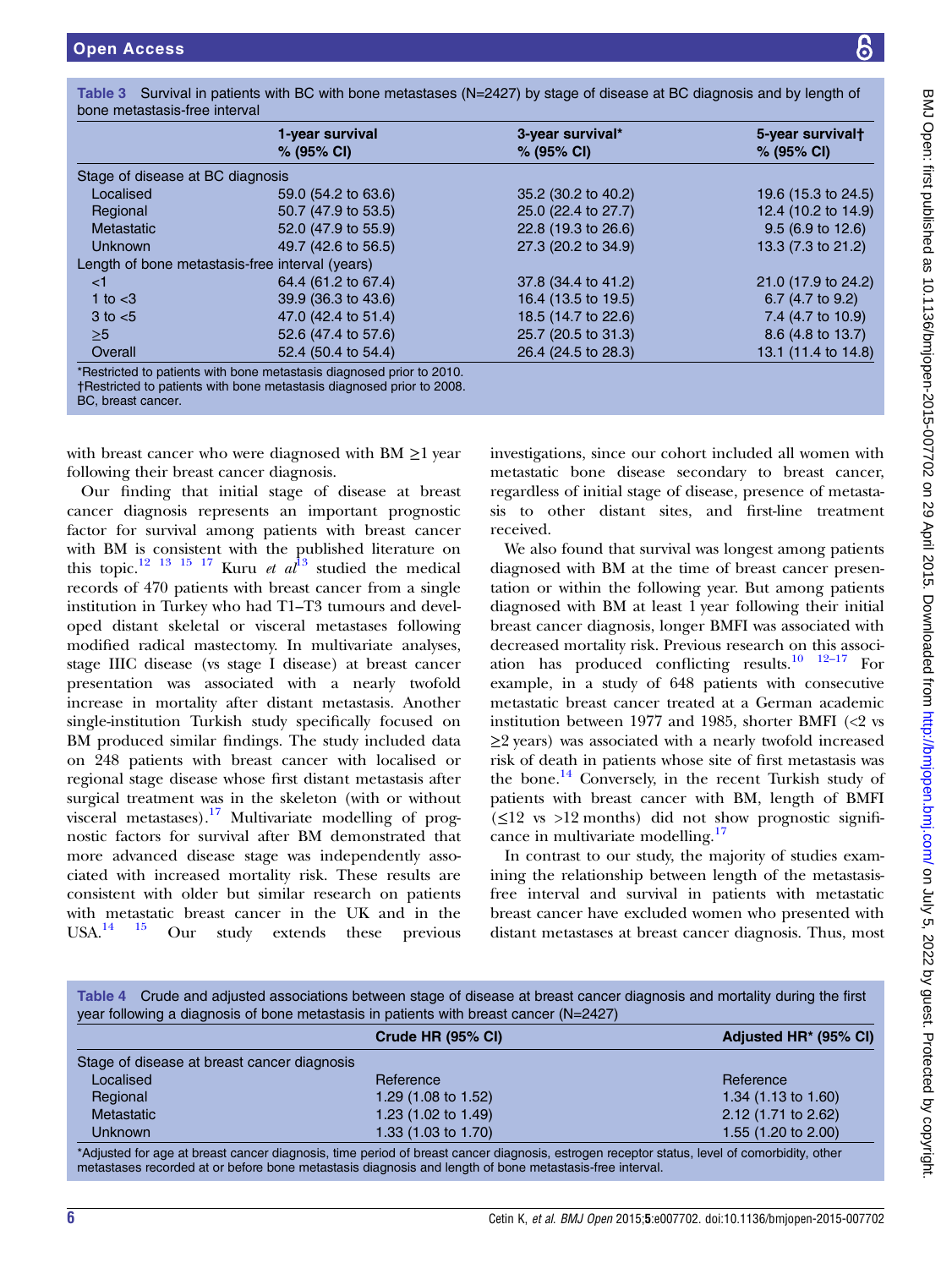Table 3 Survival in patients with BC with bone metastases (N=2427) by stage of disease at BC diagnosis and by length of bone metastasis-free interval

| | 1-year survival % (95% CI) | 3-year survival* % (95% CI) | 5-year survival† % (95% CI) |
|---|---|---|---|
| Stage of disease at BC diagnosis | | | |
| Localised | 59.0 (54.2 to 63.6) | 35.2 (30.2 to 40.2) | 19.6 (15.3 to 24.5) |
| Regional | 50.7 (47.9 to 53.5) | 25.0 (22.4 to 27.7) | 12.4 (10.2 to 14.9) |
| Metastatic | 52.0 (47.9 to 55.9) | 22.8 (19.3 to 26.6) | 9.5 (6.9 to 12.6) |
| Unknown | 49.7 (42.6 to 56.5) | 27.3 (20.2 to 34.9) | 13.3 (7.3 to 21.2) |
| Length of bone metastasis-free interval (years) | | | |
| <1 | 64.4 (61.2 to 67.4) | 37.8 (34.4 to 41.2) | 21.0 (17.9 to 24.2) |
| 1 to <3 | 39.9 (36.3 to 43.6) | 16.4 (13.5 to 19.5) | 6.7 (4.7 to 9.2) |
| 3 to <5 | 47.0 (42.4 to 51.4) | 18.5 (14.7 to 22.6) | 7.4 (4.7 to 10.9) |
| ≥5 | 52.6 (47.4 to 57.6) | 25.7 (20.5 to 31.3) | 8.6 (4.8 to 13.7) |
| Overall | 52.4 (50.4 to 54.4) | 26.4 (24.5 to 28.3) | 13.1 (11.4 to 14.8) |

*Restricted to patients with bone metastasis diagnosed prior to 2010.
†Restricted to patients with bone metastasis diagnosed prior to 2008.
BC, breast cancer.

with breast cancer who were diagnosed with BM ≥1 year following their breast cancer diagnosis.

Our finding that initial stage of disease at breast cancer diagnosis represents an important prognostic factor for survival among patients with breast cancer with BM is consistent with the published literature on this topic.[12 13 15 17] Kuru *et al*[13] studied the medical records of 470 patients with breast cancer from a single institution in Turkey who had T1–T3 tumours and developed distant skeletal or visceral metastases following modified radical mastectomy. In multivariate analyses, stage IIIC disease (vs stage I disease) at breast cancer presentation was associated with a nearly twofold increase in mortality after distant metastasis. Another single-institution Turkish study specifically focused on BM produced similar findings. The study included data on 248 patients with breast cancer with localised or regional stage disease whose first distant metastasis after surgical treatment was in the skeleton (with or without visceral metastases).[17] Multivariate modelling of prognostic factors for survival after BM demonstrated that more advanced disease stage was independently associated with increased mortality risk. These results are consistent with older but similar research on patients with metastatic breast cancer in the UK and in the USA.[14 15] Our study extends these previous investigations, since our cohort included all women with metastatic bone disease secondary to breast cancer, regardless of initial stage of disease, presence of metastasis to other distant sites, and first-line treatment received.

We also found that survival was longest among patients diagnosed with BM at the time of breast cancer presentation or within the following year. But among patients diagnosed with BM at least 1 year following their initial breast cancer diagnosis, longer BMFI was associated with decreased mortality risk. Previous research on this association has produced conflicting results.[10 12–17] For example, in a study of 648 patients with consecutive metastatic breast cancer treated at a German academic institution between 1977 and 1985, shorter BMFI (<2 vs ≥2 years) was associated with a nearly twofold increased risk of death in patients whose site of first metastasis was the bone.[14] Conversely, in the recent Turkish study of patients with breast cancer with BM, length of BMFI (≤12 vs >12 months) did not show prognostic significance in multivariate modelling.[17]

In contrast to our study, the majority of studies examining the relationship between length of the metastasis-free interval and survival in patients with metastatic breast cancer have excluded women who presented with distant metastases at breast cancer diagnosis. Thus, most

Table 4 Crude and adjusted associations between stage of disease at breast cancer diagnosis and mortality during the first year following a diagnosis of bone metastasis in patients with breast cancer (N=2427)

| | Crude HR (95% CI) | Adjusted HR* (95% CI) |
|---|---|---|
| Stage of disease at breast cancer diagnosis | | |
| Localised | Reference | Reference |
| Regional | 1.29 (1.08 to 1.52) | 1.34 (1.13 to 1.60) |
| Metastatic | 1.23 (1.02 to 1.49) | 2.12 (1.71 to 2.62) |
| Unknown | 1.33 (1.03 to 1.70) | 1.55 (1.20 to 2.00) |

*Adjusted for age at breast cancer diagnosis, time period of breast cancer diagnosis, estrogen receptor status, level of comorbidity, other metastases recorded at or before bone metastasis diagnosis and length of bone metastasis-free interval.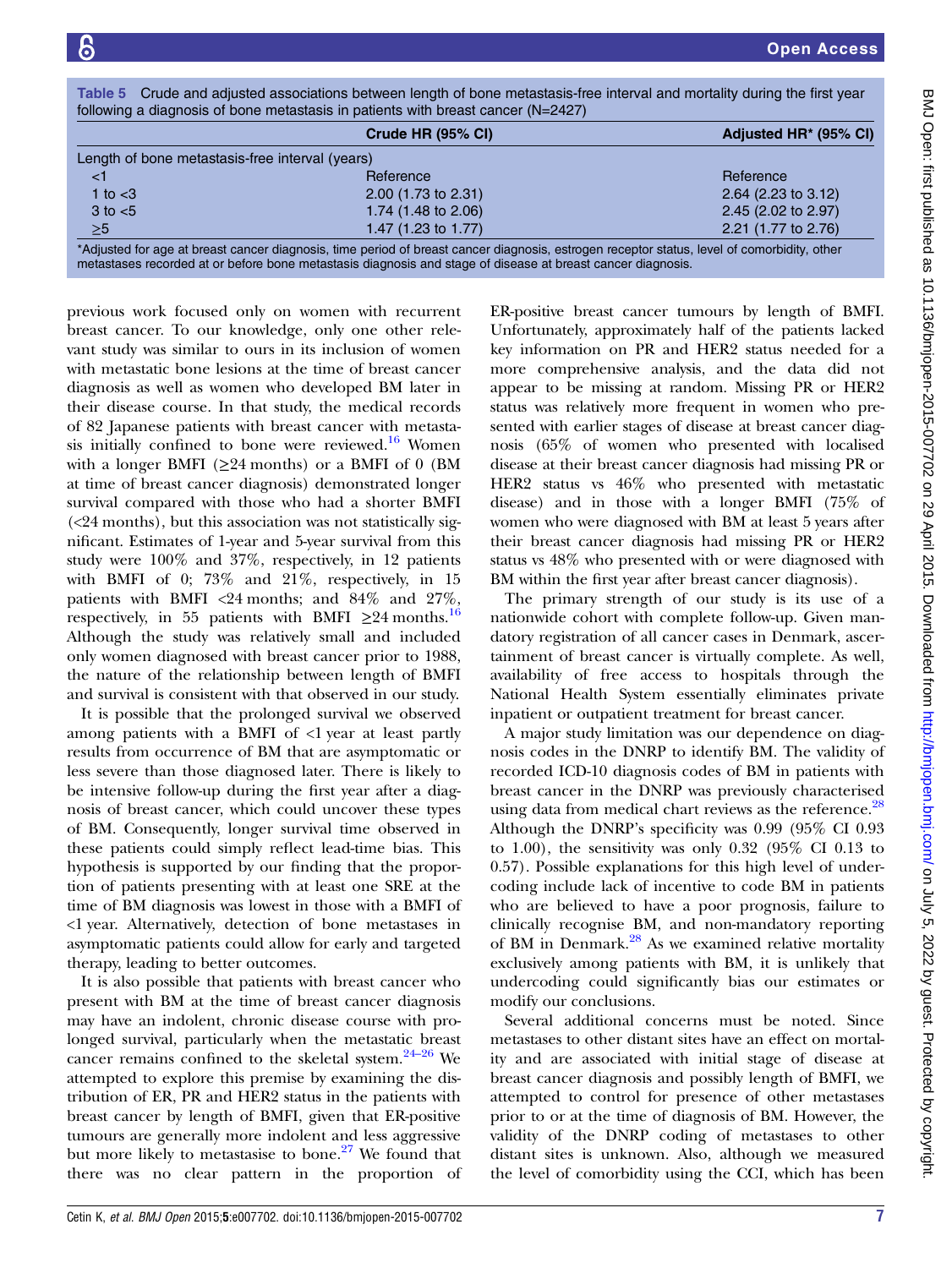Table 5 Crude and adjusted associations between length of bone metastasis-free interval and mortality during the first year following a diagnosis of bone metastasis in patients with breast cancer (N=2427)

| | Crude HR (95% CI) | Adjusted HR* (95% CI) |
|---|---|---|
| Length of bone metastasis-free interval (years) | | |
| <1 | Reference | Reference |
| 1 to <3 | 2.00 (1.73 to 2.31) | 2.64 (2.23 to 3.12) |
| 3 to <5 | 1.74 (1.48 to 2.06) | 2.45 (2.02 to 2.97) |
| ≥5 | 1.47 (1.23 to 1.77) | 2.21 (1.77 to 2.76) |

*Adjusted for age at breast cancer diagnosis, time period of breast cancer diagnosis, estrogen receptor status, level of comorbidity, other metastases recorded at or before bone metastasis diagnosis and stage of disease at breast cancer diagnosis.

previous work focused only on women with recurrent breast cancer. To our knowledge, only one other relevant study was similar to ours in its inclusion of women with metastatic bone lesions at the time of breast cancer diagnosis as well as women who developed BM later in their disease course. In that study, the medical records of 82 Japanese patients with breast cancer with metastasis initially confined to bone were reviewed.[16] Women with a longer BMFI (≥24 months) or a BMFI of 0 (BM at time of breast cancer diagnosis) demonstrated longer survival compared with those who had a shorter BMFI (<24 months), but this association was not statistically significant. Estimates of 1-year and 5-year survival from this study were 100% and 37%, respectively, in 12 patients with BMFI of 0; 73% and 21%, respectively, in 15 patients with BMFI <24 months; and 84% and 27%, respectively, in 55 patients with BMFI ≥24 months.[16] Although the study was relatively small and included only women diagnosed with breast cancer prior to 1988, the nature of the relationship between length of BMFI and survival is consistent with that observed in our study.

It is possible that the prolonged survival we observed among patients with a BMFI of <1 year at least partly results from occurrence of BM that are asymptomatic or less severe than those diagnosed later. There is likely to be intensive follow-up during the first year after a diagnosis of breast cancer, which could uncover these types of BM. Consequently, longer survival time observed in these patients could simply reflect lead-time bias. This hypothesis is supported by our finding that the proportion of patients presenting with at least one SRE at the time of BM diagnosis was lowest in those with a BMFI of <1 year. Alternatively, detection of bone metastases in asymptomatic patients could allow for early and targeted therapy, leading to better outcomes.

It is also possible that patients with breast cancer who present with BM at the time of breast cancer diagnosis may have an indolent, chronic disease course with prolonged survival, particularly when the metastatic breast cancer remains confined to the skeletal system.[24–26] We attempted to explore this premise by examining the distribution of ER, PR and HER2 status in the patients with breast cancer by length of BMFI, given that ER-positive tumours are generally more indolent and less aggressive but more likely to metastasise to bone.[27] We found that there was no clear pattern in the proportion of ER-positive breast cancer tumours by length of BMFI. Unfortunately, approximately half of the patients lacked key information on PR and HER2 status needed for a more comprehensive analysis, and the data did not appear to be missing at random. Missing PR or HER2 status was relatively more frequent in women who presented with earlier stages of disease at breast cancer diagnosis (65% of women who presented with localised disease at their breast cancer diagnosis had missing PR or HER2 status vs 46% who presented with metastatic disease) and in those with a longer BMFI (75% of women who were diagnosed with BM at least 5 years after their breast cancer diagnosis had missing PR or HER2 status vs 48% who presented with or were diagnosed with BM within the first year after breast cancer diagnosis).

The primary strength of our study is its use of a nationwide cohort with complete follow-up. Given mandatory registration of all cancer cases in Denmark, ascertainment of breast cancer is virtually complete. As well, availability of free access to hospitals through the National Health System essentially eliminates private inpatient or outpatient treatment for breast cancer.

A major study limitation was our dependence on diagnosis codes in the DNRP to identify BM. The validity of recorded ICD-10 diagnosis codes of BM in patients with breast cancer in the DNRP was previously characterised using data from medical chart reviews as the reference.[28] Although the DNRP's specificity was 0.99 (95% CI 0.93 to 1.00), the sensitivity was only 0.32 (95% CI 0.13 to 0.57). Possible explanations for this high level of undercoding include lack of incentive to code BM in patients who are believed to have a poor prognosis, failure to clinically recognise BM, and non-mandatory reporting of BM in Denmark.[28] As we examined relative mortality exclusively among patients with BM, it is unlikely that undercoding could significantly bias our estimates or modify our conclusions.

Several additional concerns must be noted. Since metastases to other distant sites have an effect on mortality and are associated with initial stage of disease at breast cancer diagnosis and possibly length of BMFI, we attempted to control for presence of other metastases prior to or at the time of diagnosis of BM. However, the validity of the DNRP coding of metastases to other distant sites is unknown. Also, although we measured the level of comorbidity using the CCI, which has been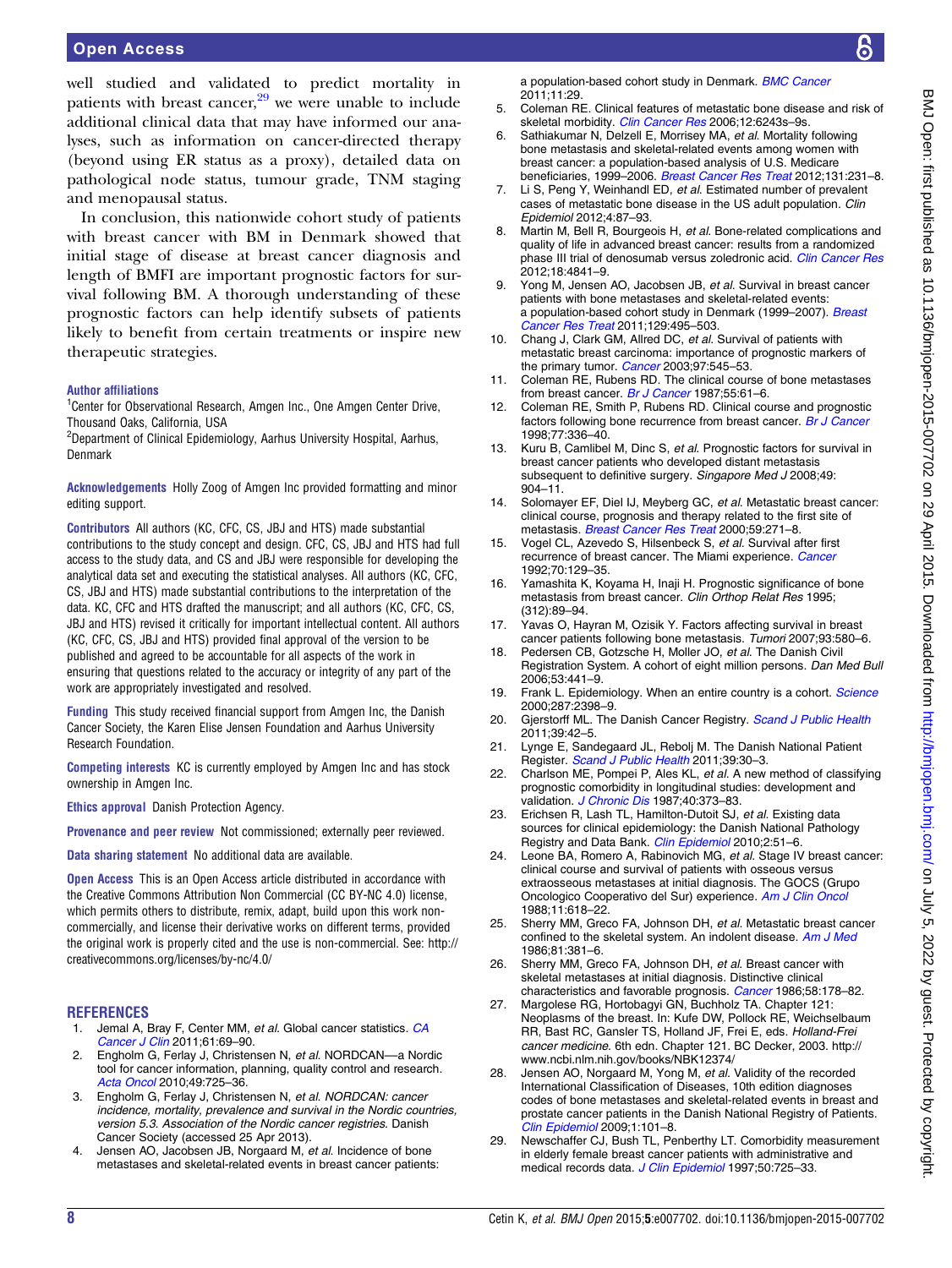well studied and validated to predict mortality in patients with breast cancer,[29] we were unable to include additional clinical data that may have informed our analyses, such as information on cancer-directed therapy (beyond using ER status as a proxy), detailed data on pathological node status, tumour grade, TNM staging and menopausal status.

In conclusion, this nationwide cohort study of patients with breast cancer with BM in Denmark showed that initial stage of disease at breast cancer diagnosis and length of BMFI are important prognostic factors for survival following BM. A thorough understanding of these prognostic factors can help identify subsets of patients likely to benefit from certain treatments or inspire new therapeutic strategies.

**Author affiliations**
[1]Center for Observational Research, Amgen Inc., One Amgen Center Drive, Thousand Oaks, California, USA
[2]Department of Clinical Epidemiology, Aarhus University Hospital, Aarhus, Denmark

**Acknowledgements** Holly Zoog of Amgen Inc provided formatting and minor editing support.

**Contributors** All authors (KC, CFC, CS, JBJ and HTS) made substantial contributions to the study concept and design. CFC, CS, JBJ and HTS had full access to the study data, and CS and JBJ were responsible for developing the analytical data set and executing the statistical analyses. All authors (KC, CFC, CS, JBJ and HTS) made substantial contributions to the interpretation of the data. KC, CFC and HTS drafted the manuscript; and all authors (KC, CFC, CS, JBJ and HTS) revised it critically for important intellectual content. All authors (KC, CFC, CS, JBJ and HTS) provided final approval of the version to be published and agreed to be accountable for all aspects of the work in ensuring that questions related to the accuracy or integrity of any part of the work are appropriately investigated and resolved.

**Funding** This study received financial support from Amgen Inc, the Danish Cancer Society, the Karen Elise Jensen Foundation and Aarhus University Research Foundation.

**Competing interests** KC is currently employed by Amgen Inc and has stock ownership in Amgen Inc.

**Ethics approval** Danish Protection Agency.

**Provenance and peer review** Not commissioned; externally peer reviewed.

**Data sharing statement** No additional data are available.

**Open Access** This is an Open Access article distributed in accordance with the Creative Commons Attribution Non Commercial (CC BY-NC 4.0) license, which permits others to distribute, remix, adapt, build upon this work non-commercially, and license their derivative works on different terms, provided the original work is properly cited and the use is non-commercial. See: http://creativecommons.org/licenses/by-nc/4.0/

## REFERENCES

1. Jemal A, Bray F, Center MM, *et al*. Global cancer statistics. *CA Cancer J Clin* 2011;61:69–90.
2. Engholm G, Ferlay J, Christensen N, *et al*. NORDCAN—a Nordic tool for cancer information, planning, quality control and research. *Acta Oncol* 2010;49:725–36.
3. Engholm G, Ferlay J, Christensen N, *et al*. *NORDCAN: cancer incidence, mortality, prevalence and survival in the Nordic countries, version 5.3. Association of the Nordic cancer registries*. Danish Cancer Society (accessed 25 Apr 2013).
4. Jensen AO, Jacobsen JB, Norgaard M, *et al*. Incidence of bone metastases and skeletal-related events in breast cancer patients: a population-based cohort study in Denmark. *BMC Cancer* 2011;11:29.
5. Coleman RE. Clinical features of metastatic bone disease and risk of skeletal morbidity. *Clin Cancer Res* 2006;12:6243s–9s.
6. Sathiakumar N, Delzell E, Morrisey MA, *et al*. Mortality following bone metastasis and skeletal-related events among women with breast cancer: a population-based analysis of U.S. Medicare beneficiaries, 1999–2006. *Breast Cancer Res Treat* 2012;131:231–8.
7. Li S, Peng Y, Weinhandl ED, *et al*. Estimated number of prevalent cases of metastatic bone disease in the US adult population. *Clin Epidemiol* 2012;4:87–93.
8. Martin M, Bell R, Bourgeois H, *et al*. Bone-related complications and quality of life in advanced breast cancer: results from a randomized phase III trial of denosumab versus zoledronic acid. *Clin Cancer Res* 2012;18:4841–9.
9. Yong M, Jensen AO, Jacobsen JB, *et al*. Survival in breast cancer patients with bone metastases and skeletal-related events: a population-based cohort study in Denmark (1999–2007). *Breast Cancer Res Treat* 2011;129:495–503.
10. Chang J, Clark GM, Allred DC, *et al*. Survival of patients with metastatic breast carcinoma: importance of prognostic markers of the primary tumor. *Cancer* 2003;97:545–53.
11. Coleman RE, Rubens RD. The clinical course of bone metastases from breast cancer. *Br J Cancer* 1987;55:61–6.
12. Coleman RE, Smith P, Rubens RD. Clinical course and prognostic factors following bone recurrence from breast cancer. *Br J Cancer* 1998;77:336–40.
13. Kuru B, Camlibel M, Dinc S, *et al*. Prognostic factors for survival in breast cancer patients who developed distant metastasis subsequent to definitive surgery. *Singapore Med J* 2008;49:904–11.
14. Solomayer EF, Diel IJ, Meyberg GC, *et al*. Metastatic breast cancer: clinical course, prognosis and therapy related to the first site of metastasis. *Breast Cancer Res Treat* 2000;59:271–8.
15. Vogel CL, Azevedo S, Hilsenbeck S, *et al*. Survival after first recurrence of breast cancer. The Miami experience. *Cancer* 1992;70:129–35.
16. Yamashita K, Koyama H, Inaji H. Prognostic significance of bone metastasis from breast cancer. *Clin Orthop Relat Res* 1995;(312):89–94.
17. Yavas O, Hayran M, Ozisik Y. Factors affecting survival in breast cancer patients following bone metastasis. *Tumori* 2007;93:580–6.
18. Pedersen CB, Gotzsche H, Moller JO, *et al*. The Danish Civil Registration System. A cohort of eight million persons. *Dan Med Bull* 2006;53:441–9.
19. Frank L. Epidemiology. When an entire country is a cohort. *Science* 2000;287:2398–9.
20. Gjerstorff ML. The Danish Cancer Registry. *Scand J Public Health* 2011;39:42–5.
21. Lynge E, Sandegaard JL, Rebolj M. The Danish National Patient Register. *Scand J Public Health* 2011;39:30–3.
22. Charlson ME, Pompei P, Ales KL, *et al*. A new method of classifying prognostic comorbidity in longitudinal studies: development and validation. *J Chronic Dis* 1987;40:373–83.
23. Erichsen R, Lash TL, Hamilton-Dutoit SJ, *et al*. Existing data sources for clinical epidemiology: the Danish National Pathology Registry and Data Bank. *Clin Epidemiol* 2010;2:51–6.
24. Leone BA, Romero A, Rabinovich MG, *et al*. Stage IV breast cancer: clinical course and survival of patients with osseous versus extraosseous metastases at initial diagnosis. The GOCS (Grupo Oncologico Cooperativo del Sur) experience. *Am J Clin Oncol* 1988;11:618–22.
25. Sherry MM, Greco FA, Johnson DH, *et al*. Metastatic breast cancer confined to the skeletal system. An indolent disease. *Am J Med* 1986;81:381–6.
26. Sherry MM, Greco FA, Johnson DH, *et al*. Breast cancer with skeletal metastases at initial diagnosis. Distinctive clinical characteristics and favorable prognosis. *Cancer* 1986;58:178–82.
27. Margolese RG, Hortobagyi GN, Buchholz TA. Chapter 121: Neoplasms of the breast. In: Kufe DW, Pollock RE, Weichselbaum RR, Bast RC, Gansler TS, Holland JF, Frei E, eds. *Holland-Frei cancer medicine*. 6th edn. Chapter 121. BC Decker, 2003. http://www.ncbi.nlm.nih.gov/books/NBK12374/
28. Jensen AO, Norgaard M, Yong M, *et al*. Validity of the recorded International Classification of Diseases, 10th edition diagnoses codes of bone metastases and skeletal-related events in breast and prostate cancer patients in the Danish National Registry of Patients. *Clin Epidemiol* 2009;1:101–8.
29. Newschaffer CJ, Bush TL, Penberthy LT. Comorbidity measurement in elderly female breast cancer patients with administrative and medical records data. *J Clin Epidemiol* 1997;50:725–33.